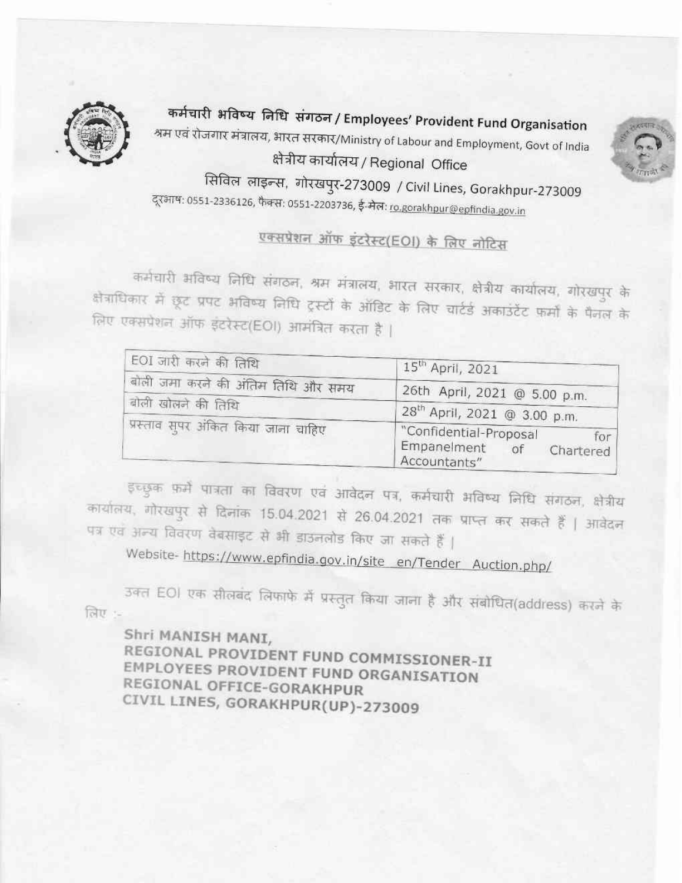# कर्मचारी भविष्य निधि संगठन / Employees' Provident Fund Organisation

श्रम एवं रोजगार मंत्रालय, भारत सरकार/Ministry of Labour and Employment, Govt of India

क्षेत्रीय कार्यालय / Regional Office

सिविल लाइन्स, गोरखपुर-273009 / Civil Lines, Gorakhpur-273009

दूरभाष: 0551-2336126, फैक्स: 0551-2203736, ई-मेल: ro.gorakhpur@epfindia.gov.in

## एक्सप्रेशन ऑफ इंटरेस्ट(EOI) के लिए नोटिस

कर्मचारी भविष्य निधि संगठन, श्रम मंत्रालय, भारत सरकार, क्षेत्रीय कार्यालय, गोरखपुर के क्षेत्राधिकार में छूट प्रपट भविष्य निधि ट्रस्टों के ऑडिट के लिए चार्टर्ड अकाउंटेंट फर्मों के पैनल के लिए एक्सप्रेशन ऑफ इंटरेस्ट(EOI) आमंत्रित करता है |

| | |
|---|---|
| EOI जारी करने की तिथि | 15th April, 2021 |
| बोली जमा करने की अंतिम तिथि और समय | 26th April, 2021 @ 5.00 p.m. |
| बोली खोलने की तिथि | 28th April, 2021 @ 3.00 p.m. |
| प्रस्ताव सुपर अंकित किया जाना चाहिए | "Confidential-Proposal for Empanelment of Chartered Accountants" |

इच्छुक फर्मे पात्रता का विवरण एवं आवेदन पत्र, कर्मचारी भविष्य निधि संगठन, क्षेत्रीय कार्यालय, गोरखपुर से दिनांक 15.04.2021 से 26.04.2021 तक प्राप्त कर सकते हैं | आवेदन पत्र एवं अन्य विवरण वेबसाइट से भी डाउनलोड किए जा सकते हैं |

Website- https://www.epfindia.gov.in/site_en/Tender_Auction.php/

उक्त EOI एक सीलबंद लिफाफे में प्रस्तुत किया जाना है और संबोधित(address) करने के लिए :-

**Shri MANISH MANI,**
**REGIONAL PROVIDENT FUND COMMISSIONER-II**
**EMPLOYEES PROVIDENT FUND ORGANISATION**
**REGIONAL OFFICE-GORAKHPUR**
**CIVIL LINES, GORAKHPUR(UP)-273009**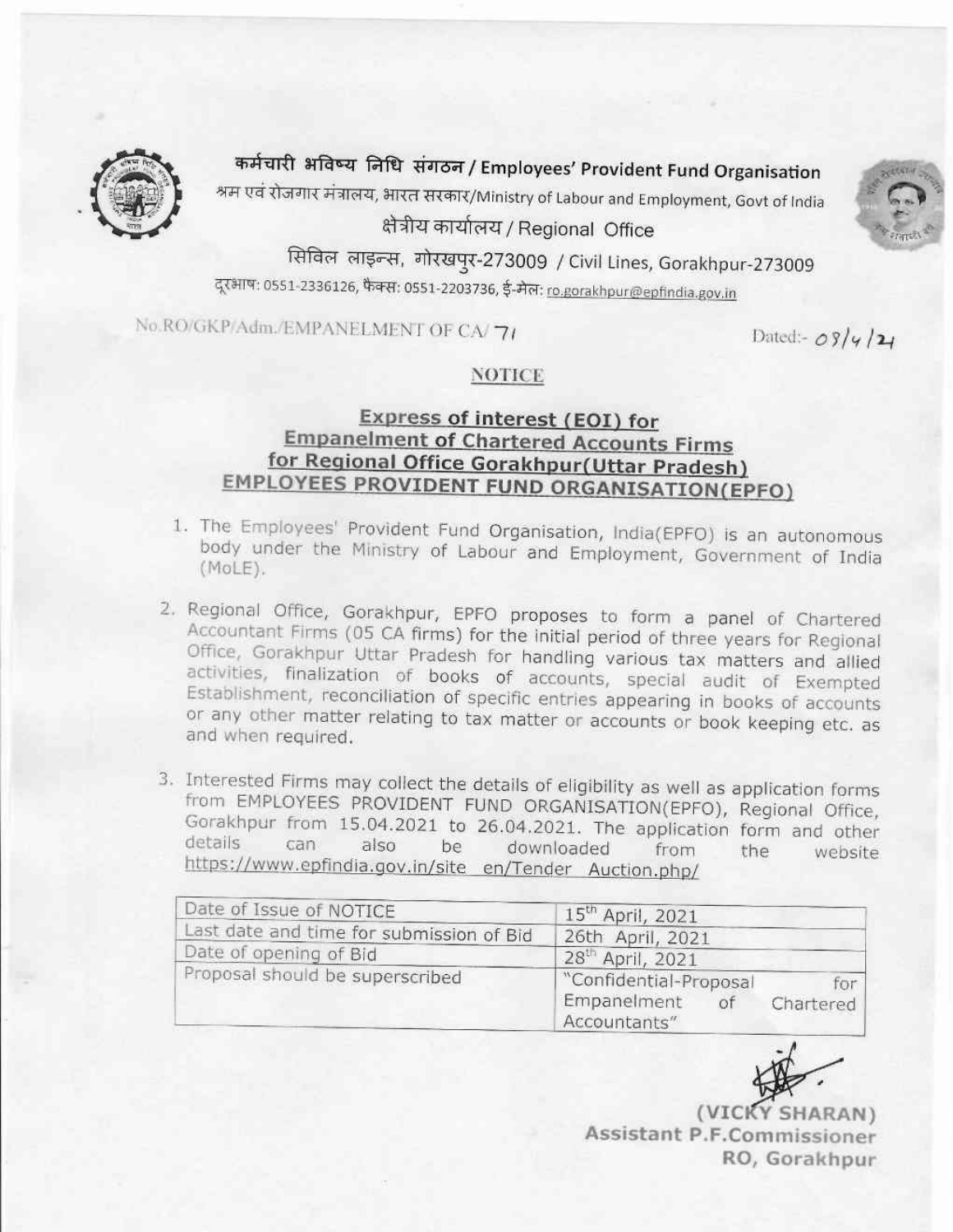कर्मचारी भविष्य निधि संगठन / Employees' Provident Fund Organisation

श्रम एवं रोजगार मंत्रालय, भारत सरकार/Ministry of Labour and Employment, Govt of India

क्षेत्रीय कार्यालय / Regional Office

सिविल लाइन्स, गोरखपुर-273009 / Civil Lines, Gorakhpur-273009

दूरभाष: 0551-2336126, फैक्स: 0551-2203736, ई-मेल: ro.gorakhpur@epfindia.gov.in

No.RO/GKP/Adm./EMPANELMENT OF CA/ 71

Dated:- 08/4/21

## NOTICE

### Express of interest (EOI) for Empanelment of Chartered Accounts Firms for Regional Office Gorakhpur(Uttar Pradesh) EMPLOYEES PROVIDENT FUND ORGANISATION(EPFO)

1. The Employees' Provident Fund Organisation, India(EPFO) is an autonomous body under the Ministry of Labour and Employment, Government of India (MoLE).

2. Regional Office, Gorakhpur, EPFO proposes to form a panel of Chartered Accountant Firms (05 CA firms) for the initial period of three years for Regional Office, Gorakhpur Uttar Pradesh for handling various tax matters and allied activities, finalization of books of accounts, special audit of Exempted Establishment, reconciliation of specific entries appearing in books of accounts or any other matter relating to tax matter or accounts or book keeping etc. as and when required.

3. Interested Firms may collect the details of eligibility as well as application forms from EMPLOYEES PROVIDENT FUND ORGANISATION(EPFO), Regional Office, Gorakhpur from 15.04.2021 to 26.04.2021. The application form and other details can also be downloaded from the website https://www.epfindia.gov.in/site_en/Tender_Auction.php/

| | |
|---|---|
| Date of Issue of NOTICE | 15th April, 2021 |
| Last date and time for submission of Bid | 26th April, 2021 |
| Date of opening of Bid | 28th April, 2021 |
| Proposal should be superscribed | "Confidential-Proposal for Empanelment of Chartered Accountants" |

(VICKY SHARAN)
Assistant P.F.Commissioner
RO, Gorakhpur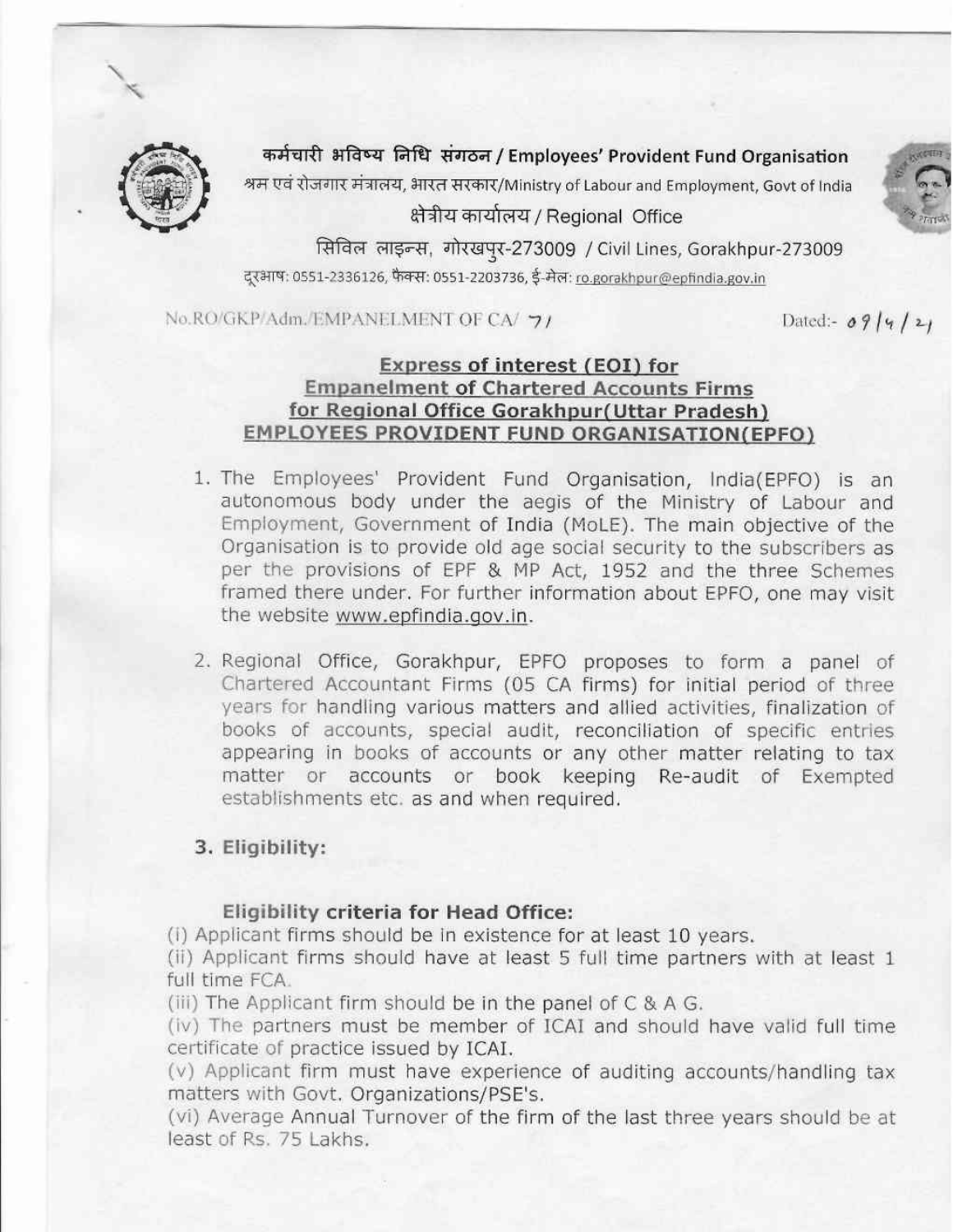कर्मचारी भविष्य निधि संगठन / Employees' Provident Fund Organisation

श्रम एवं रोजगार मंत्रालय, भारत सरकार/Ministry of Labour and Employment, Govt of India

क्षेत्रीय कार्यालय / Regional Office

सिविल लाइन्स, गोरखपुर-273009 / Civil Lines, Gorakhpur-273009

दूरभाष: 0551-2336126, फैक्स: 0551-2203736, ई-मेल: ro.gorakhpur@epfindia.gov.in

No.RO/GKP/Adm./EMPANELMENT OF CA/ 71

Dated:- 09/4/21

## Express of interest (EOI) for Empanelment of Chartered Accounts Firms for Regional Office Gorakhpur(Uttar Pradesh) EMPLOYEES PROVIDENT FUND ORGANISATION(EPFO)

1. The Employees' Provident Fund Organisation, India(EPFO) is an autonomous body under the aegis of the Ministry of Labour and Employment, Government of India (MoLE). The main objective of the Organisation is to provide old age social security to the subscribers as per the provisions of EPF & MP Act, 1952 and the three Schemes framed there under. For further information about EPFO, one may visit the website www.epfindia.gov.in.

2. Regional Office, Gorakhpur, EPFO proposes to form a panel of Chartered Accountant Firms (05 CA firms) for initial period of three years for handling various matters and allied activities, finalization of books of accounts, special audit, reconciliation of specific entries appearing in books of accounts or any other matter relating to tax matter or accounts or book keeping Re-audit of Exempted establishments etc. as and when required.

3. **Eligibility:**

**Eligibility criteria for Head Office:**

(i) Applicant firms should be in existence for at least 10 years.

(ii) Applicant firms should have at least 5 full time partners with at least 1 full time FCA.

(iii) The Applicant firm should be in the panel of C & A G.

(iv) The partners must be member of ICAI and should have valid full time certificate of practice issued by ICAI.

(v) Applicant firm must have experience of auditing accounts/handling tax matters with Govt. Organizations/PSE's.

(vi) Average Annual Turnover of the firm of the last three years should be at least of Rs. 75 Lakhs.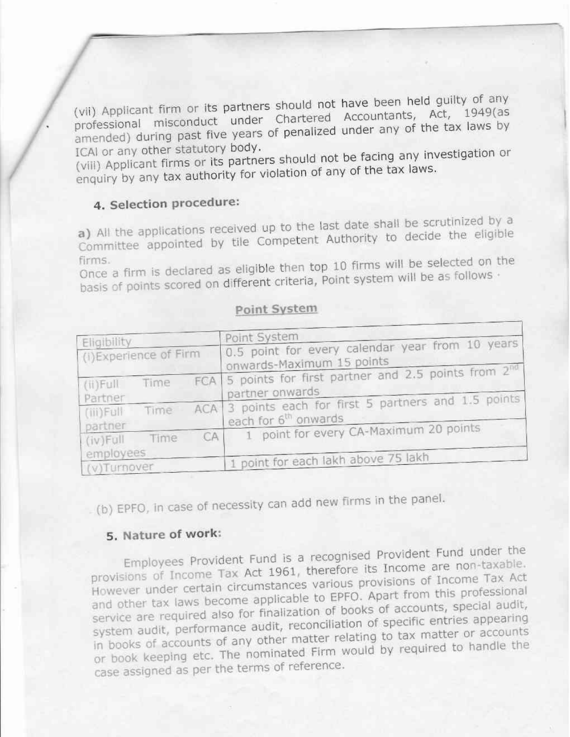(vii) Applicant firm or its partners should not have been held guilty of any professional misconduct under Chartered Accountants, Act, 1949(as amended) during past five years of penalized under any of the tax laws by ICAI or any other statutory body.

(viii) Applicant firms or its partners should not be facing any investigation or enquiry by any tax authority for violation of any of the tax laws.

### 4. Selection procedure:

**a)** All the applications received up to the last date shall be scrutinized by a Committee appointed by tile Competent Authority to decide the eligible firms.

Once a firm is declared as eligible then top 10 firms will be selected on the basis of points scored on different criteria, Point system will be as follows ·

**Point System**

| Eligibility | Point System |
|---|---|
| (i)Experience of Firm | 0.5 point for every calendar year from 10 years onwards-Maximum 15 points |
| (ii)Full Time FCA Partner | 5 points for first partner and 2.5 points from 2nd partner onwards |
| (iii)Full Time ACA partner | 3 points each for first 5 partners and 1.5 points each for 6th onwards |
| (iv)Full Time CA employees | 1 point for every CA-Maximum 20 points |
| (v)Turnover | 1 point for each lakh above 75 lakh |

(b) EPFO, in case of necessity can add new firms in the panel.

### 5. Nature of work:

Employees Provident Fund is a recognised Provident Fund under the provisions of Income Tax Act 1961, therefore its Income are non-taxable. However under certain circumstances various provisions of Income Tax Act and other tax laws become applicable to EPFO. Apart from this professional service are required also for finalization of books of accounts, special audit, system audit, performance audit, reconciliation of specific entries appearing in books of accounts of any other matter relating to tax matter or accounts or book keeping etc. The nominated Firm would by required to handle the case assigned as per the terms of reference.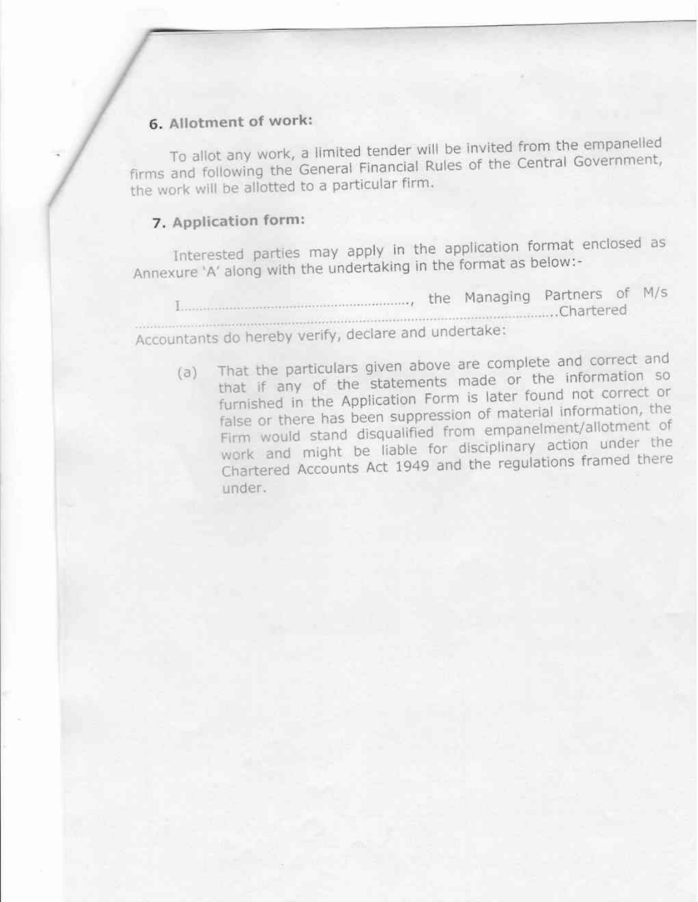### 6. Allotment of work:

To allot any work, a limited tender will be invited from the empanelled firms and following the General Financial Rules of the Central Government, the work will be allotted to a particular firm.

### 7. Application form:

Interested parties may apply in the application format enclosed as Annexure 'A' along with the undertaking in the format as below:-

I......................................................., the Managing Partners of M/s ..........................................................................................Chartered Accountants do hereby verify, declare and undertake:

(a) That the particulars given above are complete and correct and that if any of the statements made or the information so furnished in the Application Form is later found not correct or false or there has been suppression of material information, the Firm would stand disqualified from empanelment/allotment of work and might be liable for disciplinary action under the Chartered Accounts Act 1949 and the regulations framed there under.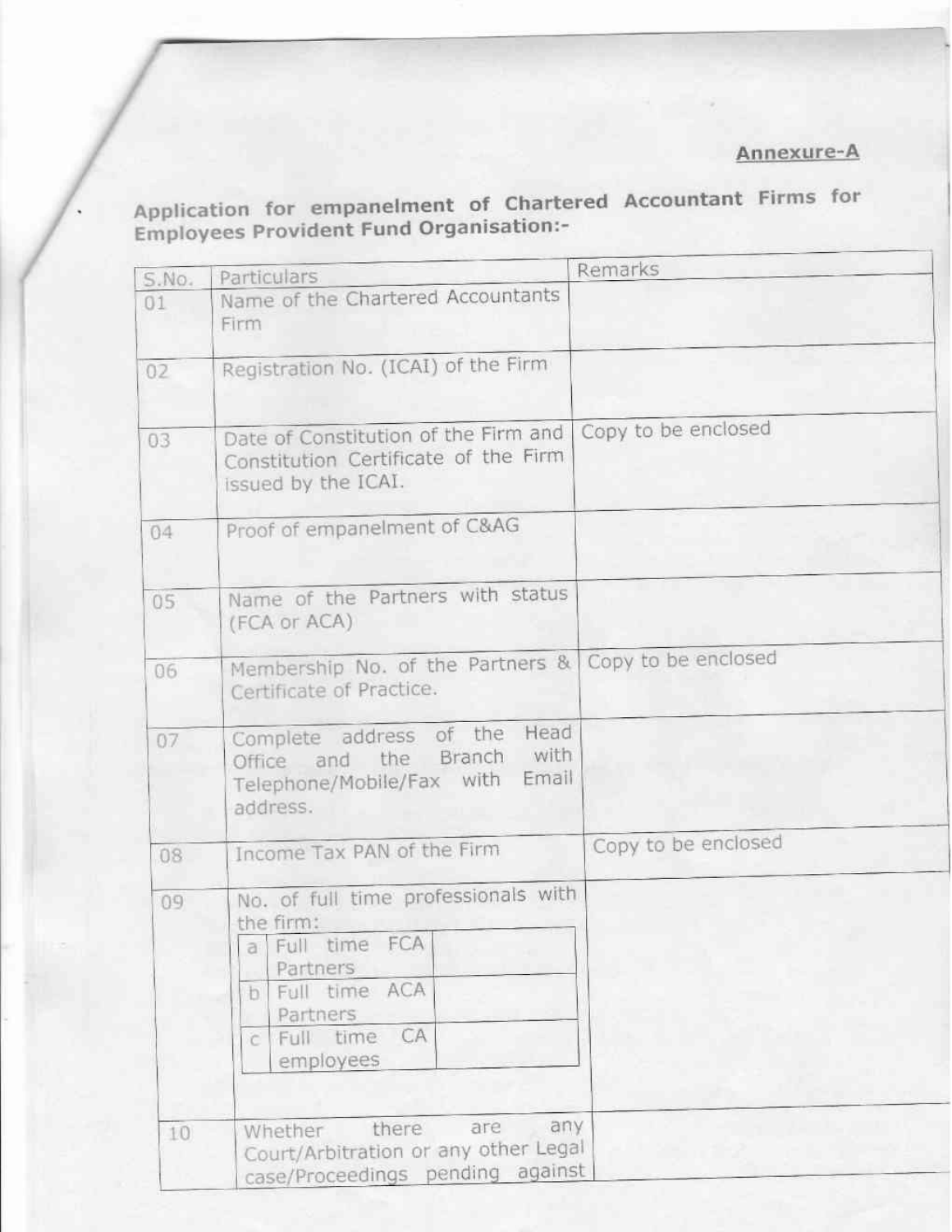**Annexure-A**

**Application for empanelment of Chartered Accountant Firms for Employees Provident Fund Organisation:-**

| S.No. | Particulars | Remarks |
|---|---|---|
| 01 | Name of the Chartered Accountants Firm | |
| 02 | Registration No. (ICAI) of the Firm | |
| 03 | Date of Constitution of the Firm and Constitution Certificate of the Firm issued by the ICAI. | Copy to be enclosed |
| 04 | Proof of empanelment of C&AG | |
| 05 | Name of the Partners with status (FCA or ACA) | |
| 06 | Membership No. of the Partners & Certificate of Practice. | Copy to be enclosed |
| 07 | Complete address of the Head Office and the Branch with Telephone/Mobile/Fax with Email address. | |
| 08 | Income Tax PAN of the Firm | Copy to be enclosed |
| 09 | No. of full time professionals with the firm:<br>a. Full time FCA Partners:<br>b. Full time ACA Partners:<br>c. Full time CA employees: | |
| 10 | Whether there are any Court/Arbitration or any other Legal case/Proceedings pending against | |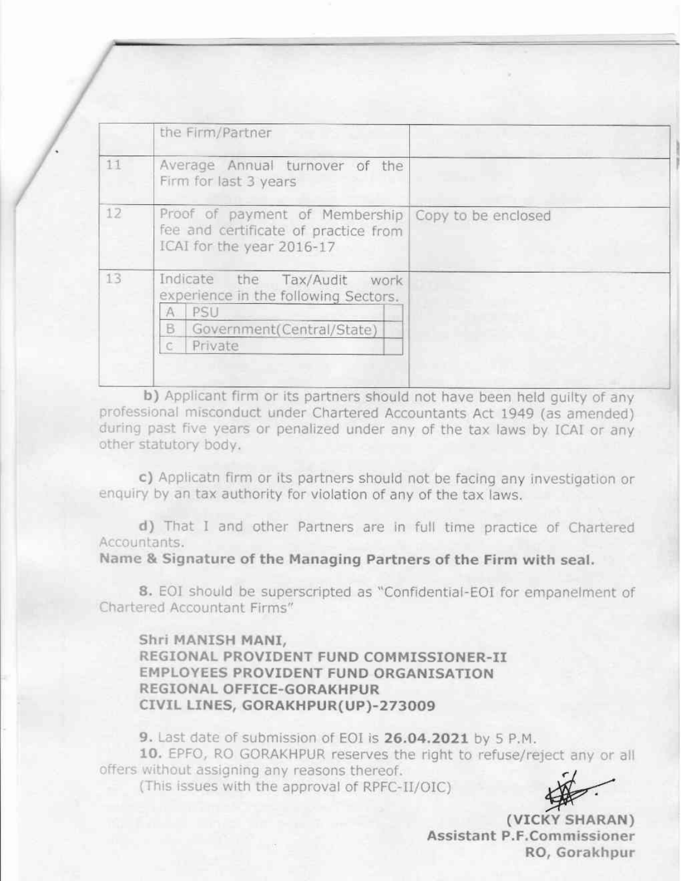|  | the Firm/Partner |  |
|---|---|---|
| 11 | Average Annual turnover of the Firm for last 3 years |  |
| 12 | Proof of payment of Membership fee and certificate of practice from ICAI for the year 2016-17 | Copy to be enclosed |
| 13 | Indicate the Tax/Audit work experience in the following Sectors.<br>A PSU<br>B Government(Central/State)<br>C Private |  |

**b)** Applicant firm or its partners should not have been held guilty of any professional misconduct under Chartered Accountants Act 1949 (as amended) during past five years or penalized under any of the tax laws by ICAI or any other statutory body.

**c)** Applicatn firm or its partners should not be facing any investigation or enquiry by an tax authority for violation of any of the tax laws.

**d)** That I and other Partners are in full time practice of Chartered Accountants.

**Name & Signature of the Managing Partners of the Firm with seal.**

**8.** EOI should be superscripted as "Confidential-EOI for empanelment of Chartered Accountant Firms"

**Shri MANISH MANI,**
**REGIONAL PROVIDENT FUND COMMISSIONER-II**
**EMPLOYEES PROVIDENT FUND ORGANISATION**
**REGIONAL OFFICE-GORAKHPUR**
**CIVIL LINES, GORAKHPUR(UP)-273009**

**9.** Last date of submission of EOI is **26.04.2021** by 5 P.M.

**10.** EPFO, RO GORAKHPUR reserves the right to refuse/reject any or all offers without assigning any reasons thereof.

(This issues with the approval of RPFC-II/OIC)

**(VICKY SHARAN)**
**Assistant P.F.Commissioner**
**RO, Gorakhpur**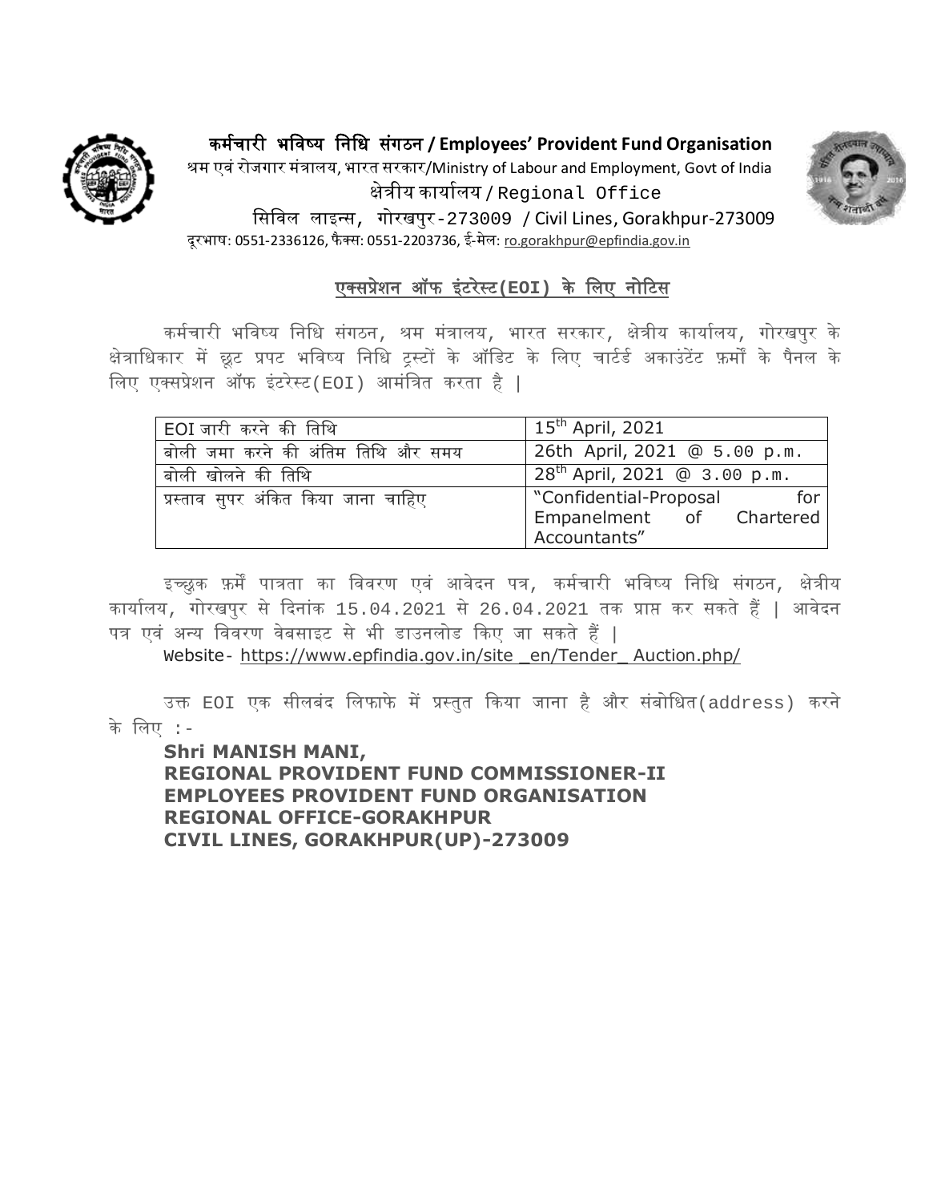**कर्मचारी भविष्य निधि संगठन / Employees' Provident Fund Organisation**

श्रम एवं रोजगार मंत्रालय, भारत सरकार/Ministry of Labour and Employment, Govt of India

क्षेत्रीय कार्यालय / Regional Office

सिविल लाइन्स, गोरखपुर-273009 / Civil Lines, Gorakhpur-273009

दूरभाष: 0551-2336126, फैक्स: 0551-2203736, ई-मेल: ro.gorakhpur@epfindia.gov.in

## एक्सप्रेशन ऑफ इंटरेस्ट(EOI) के लिए नोटिस

कर्मचारी भविष्य निधि संगठन, श्रम मंत्रालय, भारत सरकार, क्षेत्रीय कार्यालय, गोरखपुर के क्षेत्राधिकार में छूट प्रपट भविष्य निधि ट्रस्टों के ऑडिट के लिए चार्टर्ड अकाउंटेंट फ़र्मों के पैनल के लिए एक्सप्रेशन ऑफ इंटरेस्ट(EOI) आमंत्रित करता है |

| | |
|---|---|
| EOI जारी करने की तिथि | 15th April, 2021 |
| बोली जमा करने की अंतिम तिथि और समय | 26th April, 2021 @ 5.00 p.m. |
| बोली खोलने की तिथि | 28th April, 2021 @ 3.00 p.m. |
| प्रस्ताव सुपर अंकित किया जाना चाहिए | "Confidential-Proposal for Empanelment of Chartered Accountants" |

इच्छुक फ़र्में पात्रता का विवरण एवं आवेदन पत्र, कर्मचारी भविष्य निधि संगठन, क्षेत्रीय कार्यालय, गोरखपुर से दिनांक 15.04.2021 से 26.04.2021 तक प्राप्त कर सकते हैं | आवेदन पत्र एवं अन्य विवरण वेबसाइट से भी डाउनलोड किए जा सकते हैं |

Website- https://www.epfindia.gov.in/site _en/Tender_ Auction.php/

उक्त EOI एक सीलबंद लिफाफे में प्रस्तुत किया जाना है और संबोधित(address) करने के लिए :-

**Shri MANISH MANI,**
**REGIONAL PROVIDENT FUND COMMISSIONER-II**
**EMPLOYEES PROVIDENT FUND ORGANISATION**
**REGIONAL OFFICE-GORAKHPUR**
**CIVIL LINES, GORAKHPUR(UP)-273009**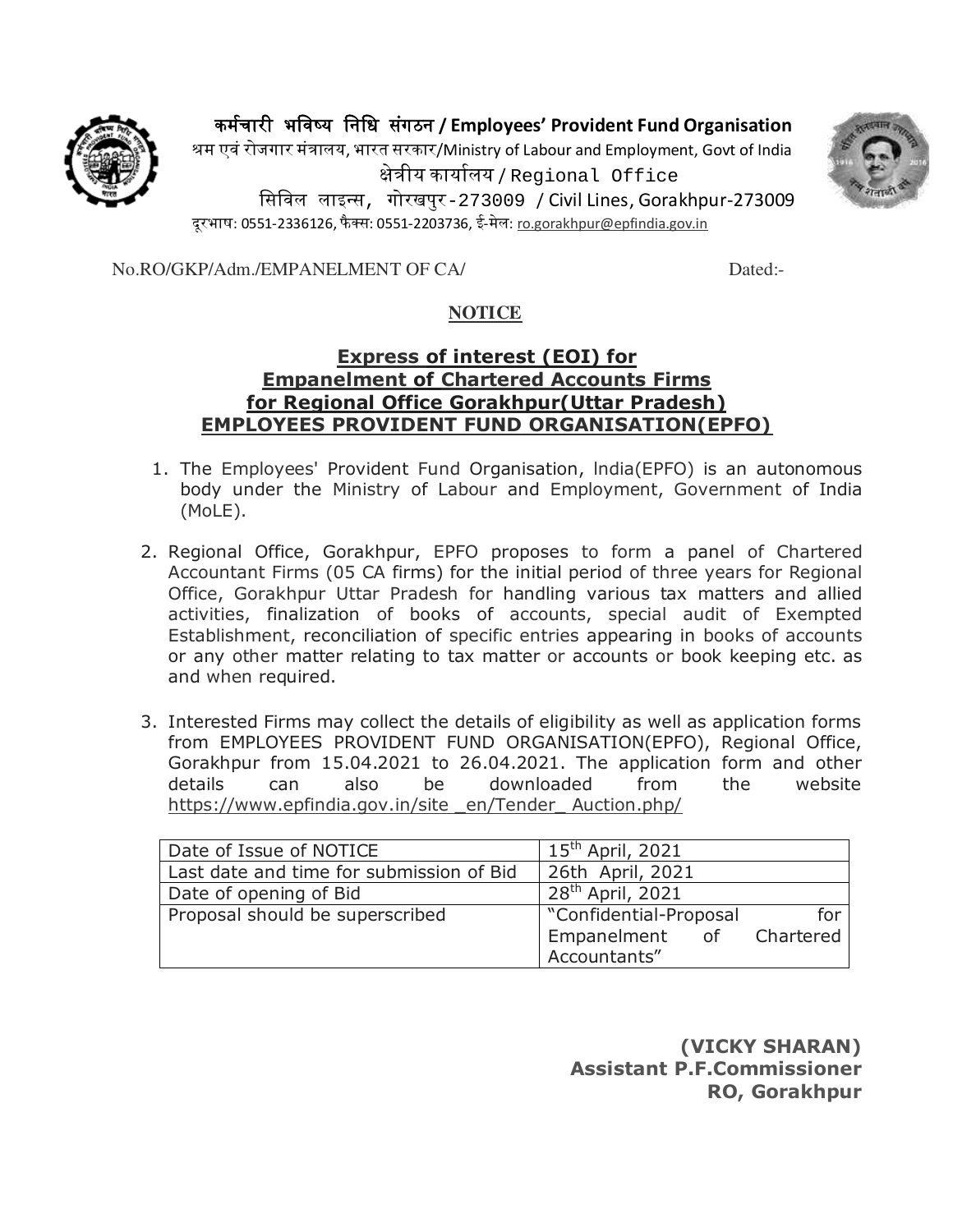**कर्मचारी भविष्य निधि संगठन / Employees' Provident Fund Organisation**
श्रम एवं रोजगार मंत्रालय, भारत सरकार/Ministry of Labour and Employment, Govt of India
क्षेत्रीय कार्यालय / Regional Office
सिविल लाइन्स, गोरखपुर-273009 / Civil Lines, Gorakhpur-273009
दूरभाष: 0551-2336126, फैक्स: 0551-2203736, ई-मेल: ro.gorakhpur@epfindia.gov.in

No.RO/GKP/Adm./EMPANELMENT OF CA/ Dated:-

# NOTICE

## Express of interest (EOI) for Empanelment of Chartered Accounts Firms for Regional Office Gorakhpur(Uttar Pradesh) EMPLOYEES PROVIDENT FUND ORGANISATION(EPFO)

1. The Employees' Provident Fund Organisation, India(EPFO) is an autonomous body under the Ministry of Labour and Employment, Government of India (MoLE).

2. Regional Office, Gorakhpur, EPFO proposes to form a panel of Chartered Accountant Firms (05 CA firms) for the initial period of three years for Regional Office, Gorakhpur Uttar Pradesh for handling various tax matters and allied activities, finalization of books of accounts, special audit of Exempted Establishment, reconciliation of specific entries appearing in books of accounts or any other matter relating to tax matter or accounts or book keeping etc. as and when required.

3. Interested Firms may collect the details of eligibility as well as application forms from EMPLOYEES PROVIDENT FUND ORGANISATION(EPFO), Regional Office, Gorakhpur from 15.04.2021 to 26.04.2021. The application form and other details can also be downloaded from the website https://www.epfindia.gov.in/site _en/Tender_ Auction.php/

| | |
|---|---|
| Date of Issue of NOTICE | 15th April, 2021 |
| Last date and time for submission of Bid | 26th April, 2021 |
| Date of opening of Bid | 28th April, 2021 |
| Proposal should be superscribed | "Confidential-Proposal for Empanelment of Chartered Accountants" |

**(VICKY SHARAN)**
**Assistant P.F.Commissioner**
**RO, Gorakhpur**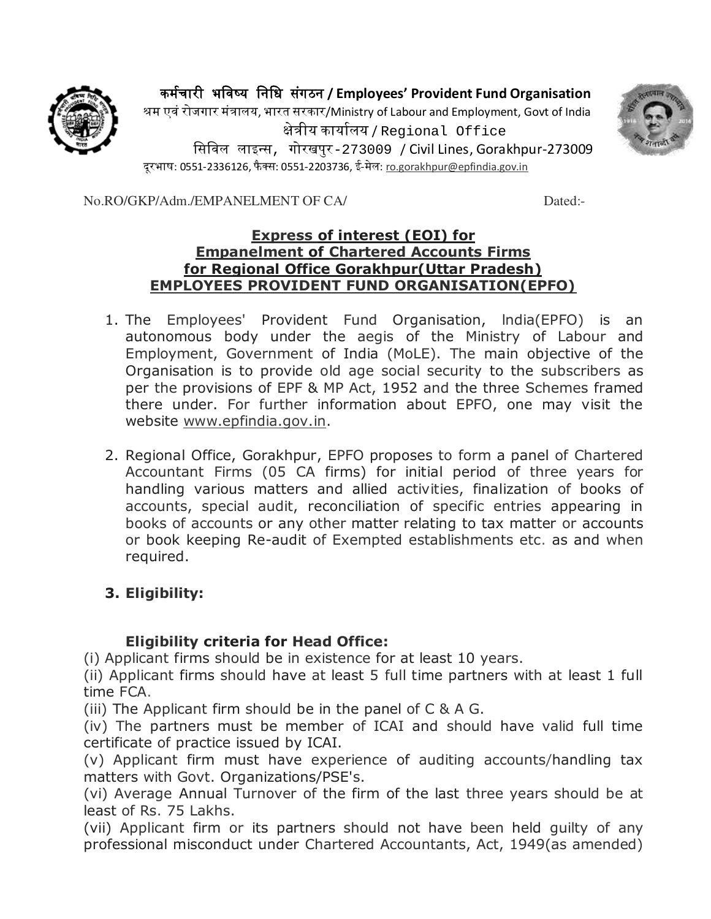कर्मचारी भविष्य निधि संगठन / Employees' Provident Fund Organisation
श्रम एवं रोजगार मंत्रालय, भारत सरकार/Ministry of Labour and Employment, Govt of India
क्षेत्रीय कार्यालय / Regional Office
सिविल लाइन्स, गोरखपुर-273009 / Civil Lines, Gorakhpur-273009
दूरभाष: 0551-2336126, फैक्स: 0551-2203736, ई-मेल: ro.gorakhpur@epfindia.gov.in

No.RO/GKP/Adm./EMPANELMENT OF CA/ Dated:-

## Express of interest (EOI) for Empanelment of Chartered Accounts Firms for Regional Office Gorakhpur(Uttar Pradesh) EMPLOYEES PROVIDENT FUND ORGANISATION(EPFO)

1. The Employees' Provident Fund Organisation, India(EPFO) is an autonomous body under the aegis of the Ministry of Labour and Employment, Government of India (MoLE). The main objective of the Organisation is to provide old age social security to the subscribers as per the provisions of EPF & MP Act, 1952 and the three Schemes framed there under. For further information about EPFO, one may visit the website www.epfindia.gov.in.

2. Regional Office, Gorakhpur, EPFO proposes to form a panel of Chartered Accountant Firms (05 CA firms) for initial period of three years for handling various matters and allied activities, finalization of books of accounts, special audit, reconciliation of specific entries appearing in books of accounts or any other matter relating to tax matter or accounts or book keeping Re-audit of Exempted establishments etc. as and when required.

3. **Eligibility:**

**Eligibility criteria for Head Office:**

(i) Applicant firms should be in existence for at least 10 years.
(ii) Applicant firms should have at least 5 full time partners with at least 1 full time FCA.
(iii) The Applicant firm should be in the panel of C & A G.
(iv) The partners must be member of ICAI and should have valid full time certificate of practice issued by ICAI.
(v) Applicant firm must have experience of auditing accounts/handling tax matters with Govt. Organizations/PSE's.
(vi) Average Annual Turnover of the firm of the last three years should be at least of Rs. 75 Lakhs.
(vii) Applicant firm or its partners should not have been held guilty of any professional misconduct under Chartered Accountants, Act, 1949(as amended)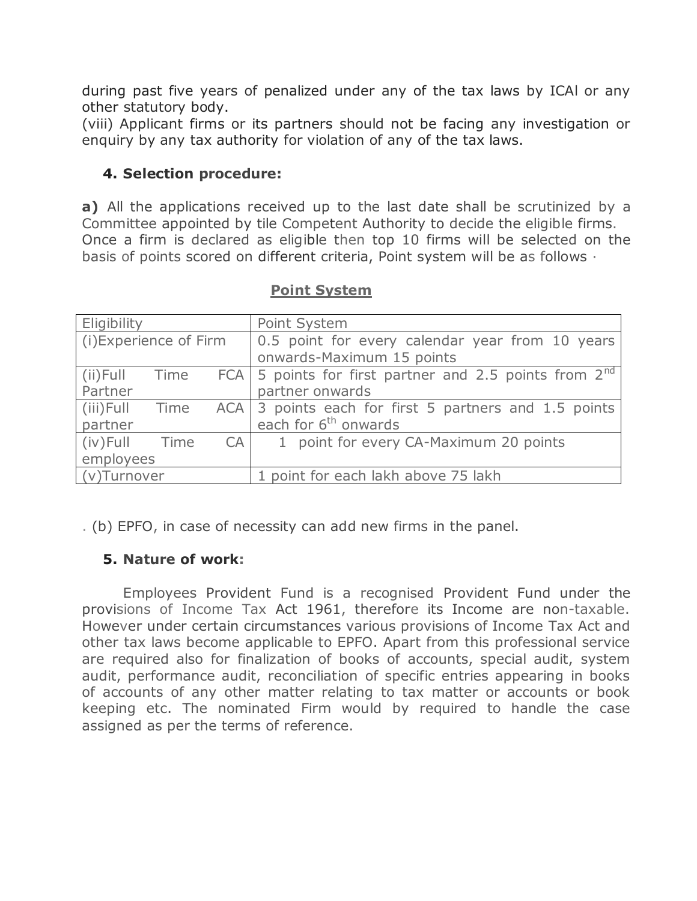during past five years of penalized under any of the tax laws by ICAl or any other statutory body.

(viii) Applicant firms or its partners should not be facing any investigation or enquiry by any tax authority for violation of any of the tax laws.

## 4. Selection procedure:

**a)** All the applications received up to the last date shall be scrutinized by a Committee appointed by tile Competent Authority to decide the eligible firms. Once a firm is declared as eligible then top 10 firms will be selected on the basis of points scored on different criteria, Point system will be as follows ·

**Point System**

| Eligibility | Point System |
|---|---|
| (i)Experience of Firm | 0.5 point for every calendar year from 10 years onwards-Maximum 15 points |
| (ii)Full Time FCA Partner | 5 points for first partner and 2.5 points from 2nd partner onwards |
| (iii)Full Time ACA partner | 3 points each for first 5 partners and 1.5 points each for 6th onwards |
| (iv)Full Time CA employees | 1 point for every CA-Maximum 20 points |
| (v)Turnover | 1 point for each lakh above 75 lakh |

. (b) EPFO, in case of necessity can add new firms in the panel.

## 5. Nature of work:

Employees Provident Fund is a recognised Provident Fund under the provisions of Income Tax Act 1961, therefore its Income are non-taxable. However under certain circumstances various provisions of Income Tax Act and other tax laws become applicable to EPFO. Apart from this professional service are required also for finalization of books of accounts, special audit, system audit, performance audit, reconciliation of specific entries appearing in books of accounts of any other matter relating to tax matter or accounts or book keeping etc. The nominated Firm would by required to handle the case assigned as per the terms of reference.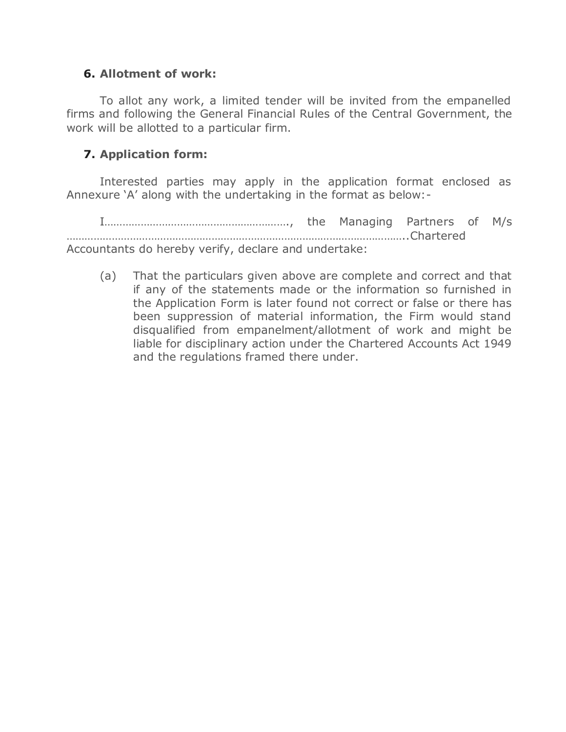**6. Allotment of work:**

To allot any work, a limited tender will be invited from the empanelled firms and following the General Financial Rules of the Central Government, the work will be allotted to a particular firm.

**7. Application form:**

Interested parties may apply in the application format enclosed as Annexure 'A' along with the undertaking in the format as below:-

I…………………………………………………., the Managing Partners of M/s ………………………………………………………………………………………………..Chartered Accountants do hereby verify, declare and undertake:

(a) That the particulars given above are complete and correct and that if any of the statements made or the information so furnished in the Application Form is later found not correct or false or there has been suppression of material information, the Firm would stand disqualified from empanelment/allotment of work and might be liable for disciplinary action under the Chartered Accounts Act 1949 and the regulations framed there under.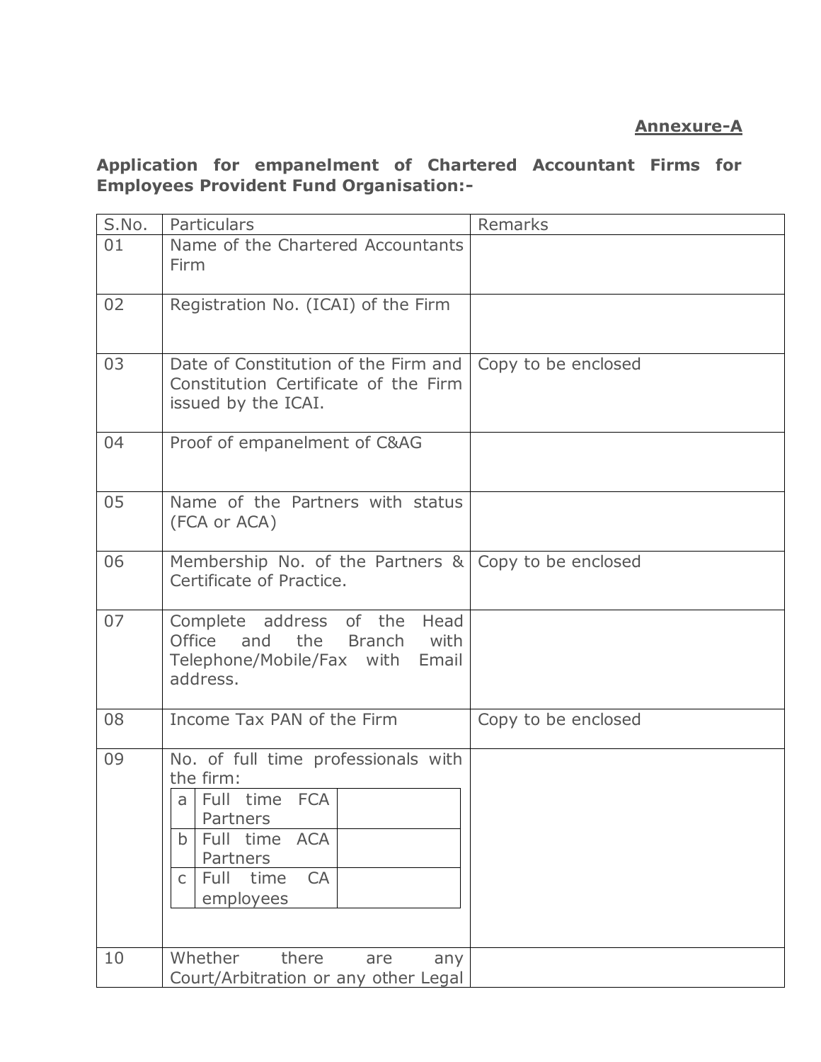**Annexure-A**

**Application for empanelment of Chartered Accountant Firms for Employees Provident Fund Organisation:-**

| S.No. | Particulars | Remarks |
|---|---|---|
| 01 | Name of the Chartered Accountants Firm | |
| 02 | Registration No. (ICAI) of the Firm | |
| 03 | Date of Constitution of the Firm and Constitution Certificate of the Firm issued by the ICAI. | Copy to be enclosed |
| 04 | Proof of empanelment of C&AG | |
| 05 | Name of the Partners with status (FCA or ACA) | |
| 06 | Membership No. of the Partners & Certificate of Practice. | Copy to be enclosed |
| 07 | Complete address of the Head Office and the Branch with Telephone/Mobile/Fax with Email address. | |
| 08 | Income Tax PAN of the Firm | Copy to be enclosed |
| 09 | No. of full time professionals with the firm: <br> a. Full time FCA Partners <br> b. Full time ACA Partners <br> c. Full time CA employees | |
| 10 | Whether there are any Court/Arbitration or any other Legal | |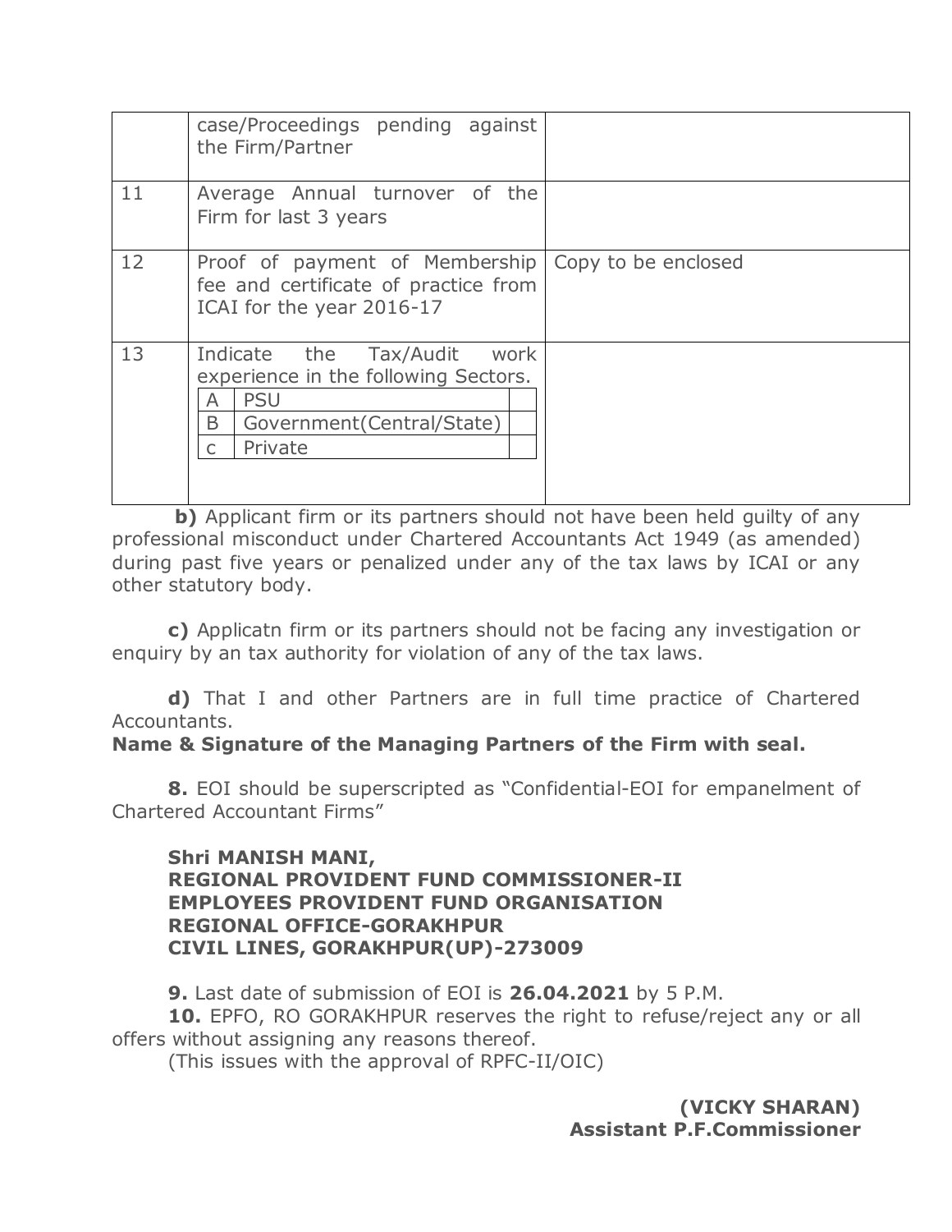| | | |
|---|---|---|
| | case/Proceedings pending against the Firm/Partner | |
| 11 | Average Annual turnover of the Firm for last 3 years | |
| 12 | Proof of payment of Membership fee and certificate of practice from ICAI for the year 2016-17 | Copy to be enclosed |
| 13 | Indicate the Tax/Audit work experience in the following Sectors.<br>A PSU<br>B Government(Central/State)<br>c Private | |

**b)** Applicant firm or its partners should not have been held guilty of any professional misconduct under Chartered Accountants Act 1949 (as amended) during past five years or penalized under any of the tax laws by ICAI or any other statutory body.

**c)** Applicatn firm or its partners should not be facing any investigation or enquiry by an tax authority for violation of any of the tax laws.

**d)** That I and other Partners are in full time practice of Chartered Accountants.

**Name & Signature of the Managing Partners of the Firm with seal.**

**8.** EOI should be superscripted as "Confidential-EOI for empanelment of Chartered Accountant Firms"

**Shri MANISH MANI,**
**REGIONAL PROVIDENT FUND COMMISSIONER-II**
**EMPLOYEES PROVIDENT FUND ORGANISATION**
**REGIONAL OFFICE-GORAKHPUR**
**CIVIL LINES, GORAKHPUR(UP)-273009**

**9.** Last date of submission of EOI is **26.04.2021** by 5 P.M.

**10.** EPFO, RO GORAKHPUR reserves the right to refuse/reject any or all offers without assigning any reasons thereof.

(This issues with the approval of RPFC-II/OIC)

**(VICKY SHARAN)**
**Assistant P.F.Commissioner**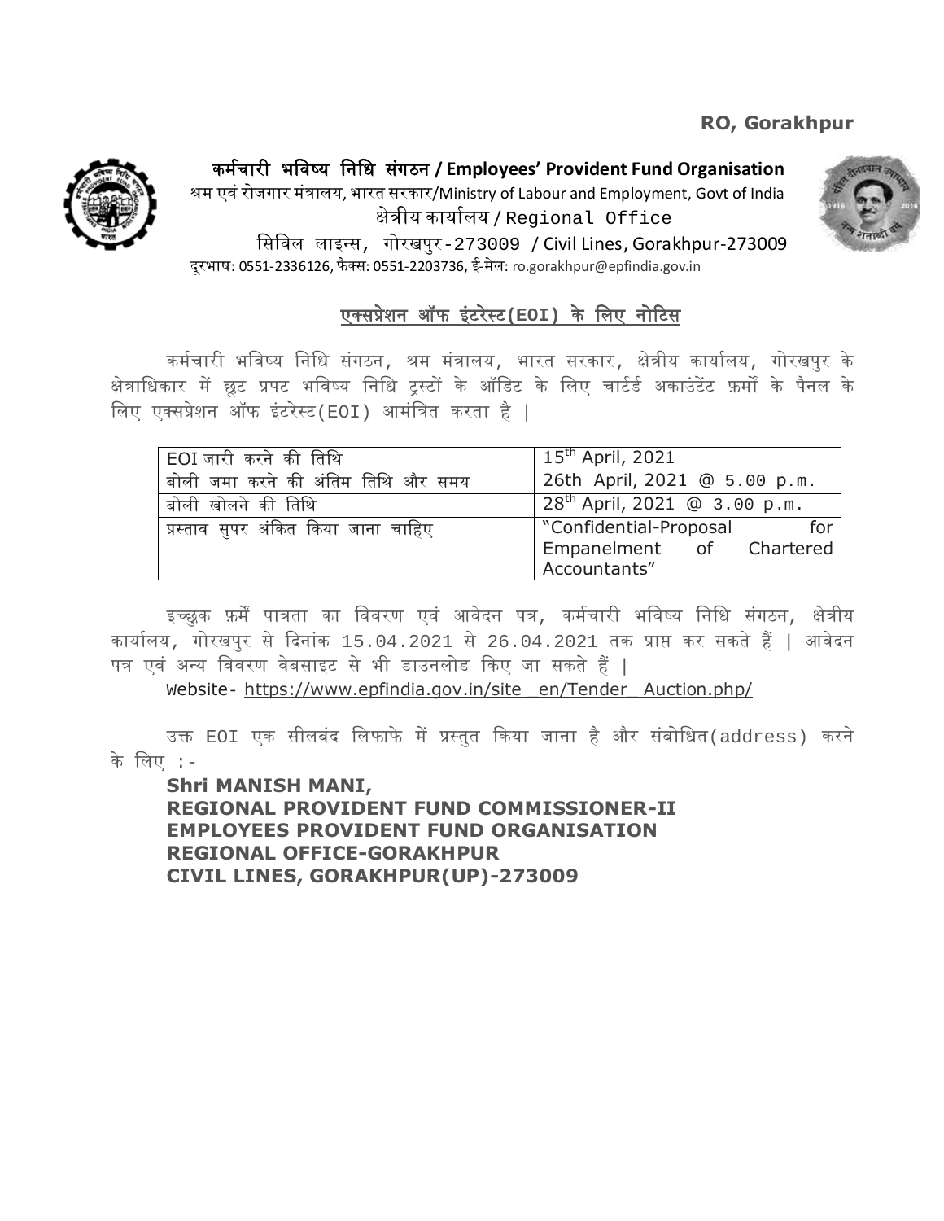**RO, Gorakhpur**

**कर्मचारी भविष्य निधि संगठन / Employees' Provident Fund Organisation**

श्रम एवं रोजगार मंत्रालय, भारत सरकार/Ministry of Labour and Employment, Govt of India

क्षेत्रीय कार्यालय / Regional Office

सिविल लाइन्स, गोरखपुर-273009 / Civil Lines, Gorakhpur-273009

दूरभाष: 0551-2336126, फैक्स: 0551-2203736, ई-मेल: ro.gorakhpur@epfindia.gov.in

## एक्सप्रेशन ऑफ इंटरेस्ट(EOI) के लिए नोटिस

कर्मचारी भविष्य निधि संगठन, श्रम मंत्रालय, भारत सरकार, क्षेत्रीय कार्यालय, गोरखपुर के क्षेत्राधिकार में छूट प्रपट भविष्य निधि ट्रस्टों के ऑडिट के लिए चार्टर्ड अकाउंटेंट फ़र्मो के पैनल के लिए एक्सप्रेशन ऑफ इंटरेस्ट(EOI) आमंत्रित करता है |

| | |
|---|---|
| EOI जारी करने की तिथि | 15th April, 2021 |
| बोली जमा करने की अंतिम तिथि और समय | 26th April, 2021 @ 5.00 p.m. |
| बोली खोलने की तिथि | 28th April, 2021 @ 3.00 p.m. |
| प्रस्ताव सुपर अंकित किया जाना चाहिए | "Confidential-Proposal for Empanelment of Chartered Accountants" |

इच्छुक फ़र्में पात्रता का विवरण एवं आवेदन पत्र, कर्मचारी भविष्य निधि संगठन, क्षेत्रीय कार्यालय, गोरखपुर से दिनांक 15.04.2021 से 26.04.2021 तक प्राप्त कर सकते हैं | आवेदन पत्र एवं अन्य विवरण वेबसाइट से भी डाउनलोड किए जा सकते हैं |

Website- https://www.epfindia.gov.in/site_en/Tender_Auction.php/

उक्त EOI एक सीलबंद लिफाफे में प्रस्तुत किया जाना है और संबोधित(address) करने के लिए :-

**Shri MANISH MANI,**
**REGIONAL PROVIDENT FUND COMMISSIONER-II**
**EMPLOYEES PROVIDENT FUND ORGANISATION**
**REGIONAL OFFICE-GORAKHPUR**
**CIVIL LINES, GORAKHPUR(UP)-273009**